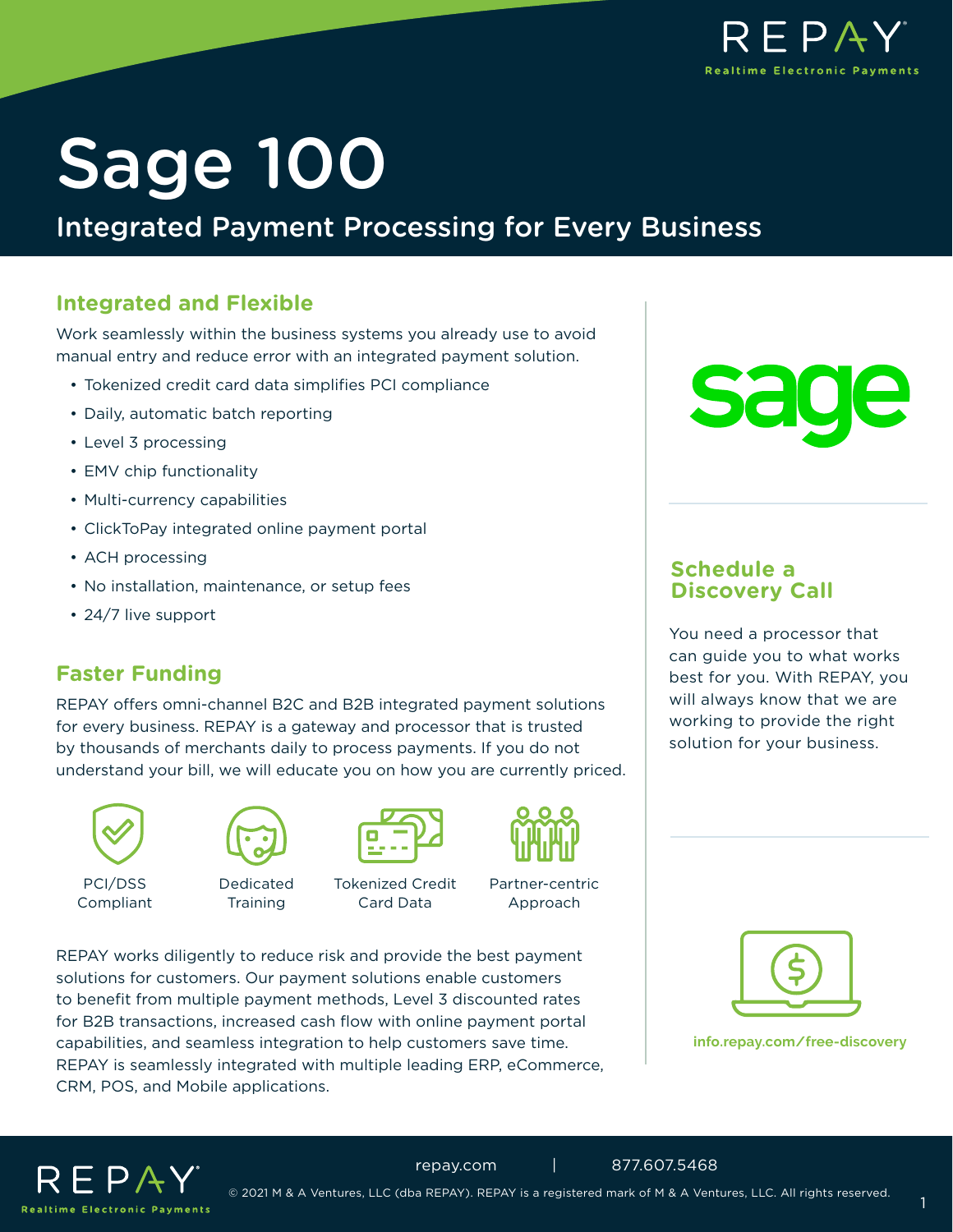# Sage 100

## Integrated Payment Processing for Every Business

### Integrated and Flexible

Work seamlessly within the business systems you already use to avoid manual entry and reduce error with an integrated payment solution.

- Tokenized credit card data simplifies PCI compliance
- Daily, automatic batch reporting
- Level 3 processing
- EMV chip functionality
- Multi-currency capabilities
- ClickToPay integrated online payment portal
- ACH processing
- No installation, maintenance, or setup fees
- 24/7 live support

### Faster Funding

REPAY offers omni-channel B2C and B2B integrated payment solutions for every business. REPAY is a gateway and processor that is trusted by thousands of merchants daily to process payments. If you do not understand your bill, we will educate you on how you are currently priced.

PCI/DSS Compliant

Dedicated Training

Tokenized Credit Card Data

Partner-centric Approach

REPAY works diligently to reduce risk and provide the best payment solutions for customers. Our payment solutions enable customers to benefit from multiple payment methods, Level 3 discounted rates for B2B transactions, increased cash flow with online payment portal capabilities, and seamless integration to help customers save time. REPAY is seamlessly integrated with multiple leading ERP, eCommerce, CRM, POS, and Mobile applications.

### Schedule a Discovery Call

You need a processor that can guide you to what works best for you. With REPAY, you will always know that we are working to provide the right solution for your business.

info.repay.com/free-discovery

repay.com | 877.607.5468

© 2021 M & A Ventures, LLC (dba REPAY). REPAY is a registered mark of M & A Ventures, LLC. All rights reserved.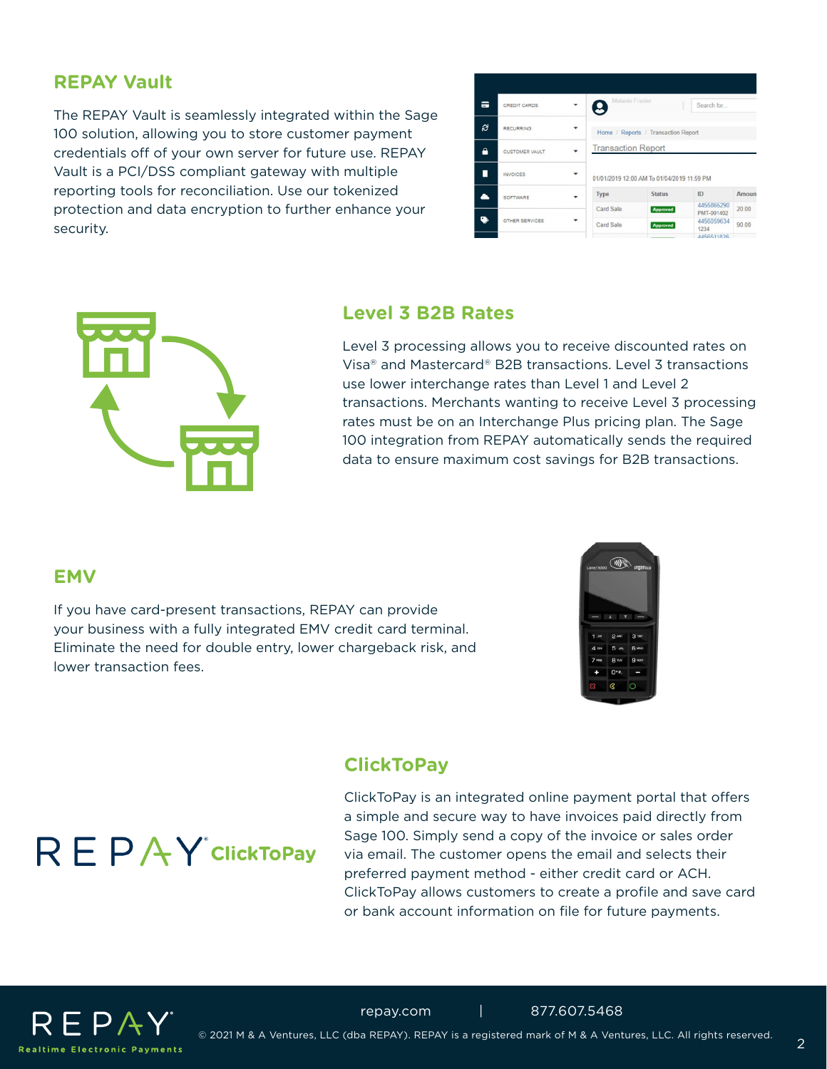## REPAY Vault

The REPAY Vault is seamlessly integrated within the Sage 100 solution, allowing you to store customer payment credentials off of your own server for future use. REPAY Vault is a PCI/DSS compliant gateway with multiple reporting tools for reconciliation. Use our tokenized protection and data encryption to further enhance your security.

## Level 3 B2B Rates

Level 3 processing allows you to receive discounted rates on Visa® and Mastercard® B2B transactions. Level 3 transactions use lower interchange rates than Level 1 and Level 2 transactions. Merchants wanting to receive Level 3 processing rates must be on an Interchange Plus pricing plan. The Sage 100 integration from REPAY automatically sends the required data to ensure maximum cost savings for B2B transactions.

## EMV

If you have card-present transactions, REPAY can provide your business with a fully integrated EMV credit card terminal. Eliminate the need for double entry, lower chargeback risk, and lower transaction fees.

## ClickToPay

REPAY ClickToPay

ClickToPay is an integrated online payment portal that offers a simple and secure way to have invoices paid directly from Sage 100. Simply send a copy of the invoice or sales order via email. The customer opens the email and selects their preferred payment method - either credit card or ACH. ClickToPay allows customers to create a profile and save card or bank account information on file for future payments.

REPAY Realtime Electronic Payments

repay.com | 877.607.5468

© 2021 M & A Ventures, LLC (dba REPAY). REPAY is a registered mark of M & A Ventures, LLC. All rights reserved.